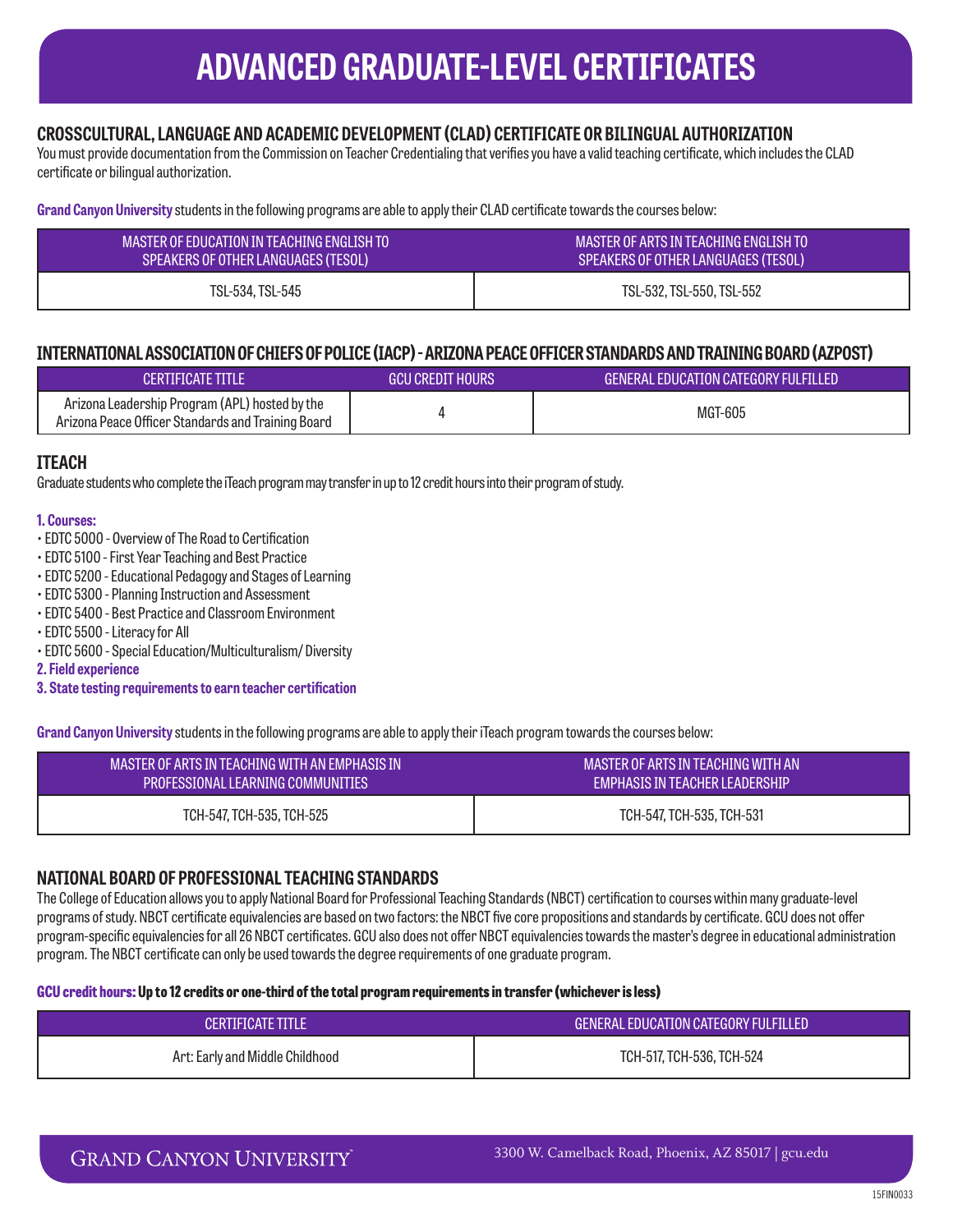# ADVANCED GRADUATE-LEVEL CERTIFICATES

## CROSSCULTURAL, LANGUAGE AND ACADEMIC DEVELOPMENT (CLAD) CERTIFICATE OR BILINGUAL AUTHORIZATION

You must provide documentation from the Commission on Teacher Credentialing that verifies you have a valid teaching certificate, which includes the CLAD certificate or bilingual authorization.

**Grand Canyon University** students in the following programs are able to apply their CLAD certificate towards the courses below:

| MASTER OF EDUCATION IN TEACHING ENGLISH TO SPEAKERS OF OTHER LANGUAGES (TESOL) | MASTER OF ARTS IN TEACHING ENGLISH TO SPEAKERS OF OTHER LANGUAGES (TESOL) |
|---|---|
| TSL-534, TSL-545 | TSL-532, TSL-550, TSL-552 |

## INTERNATIONAL ASSOCIATION OF CHIEFS OF POLICE (IACP) - ARIZONA PEACE OFFICER STANDARDS AND TRAINING BOARD (AZPOST)

| CERTIFICATE TITLE | GCU CREDIT HOURS | GENERAL EDUCATION CATEGORY FULFILLED |
|---|---|---|
| Arizona Leadership Program (APL) hosted by the Arizona Peace Officer Standards and Training Board | 4 | MGT-605 |

## ITEACH

Graduate students who complete the iTeach program may transfer in up to 12 credit hours into their program of study.

**1. Courses:**

- EDTC 5000 - Overview of The Road to Certification
- EDTC 5100 - First Year Teaching and Best Practice
- EDTC 5200 - Educational Pedagogy and Stages of Learning
- EDTC 5300 - Planning Instruction and Assessment
- EDTC 5400 - Best Practice and Classroom Environment
- EDTC 5500 - Literacy for All
- EDTC 5600 - Special Education/Multiculturalism/ Diversity

**2. Field experience**

**3. State testing requirements to earn teacher certification**

**Grand Canyon University** students in the following programs are able to apply their iTeach program towards the courses below:

| MASTER OF ARTS IN TEACHING WITH AN EMPHASIS IN PROFESSIONAL LEARNING COMMUNITIES | MASTER OF ARTS IN TEACHING WITH AN EMPHASIS IN TEACHER LEADERSHIP |
|---|---|
| TCH-547, TCH-535, TCH-525 | TCH-547, TCH-535, TCH-531 |

## NATIONAL BOARD OF PROFESSIONAL TEACHING STANDARDS

The College of Education allows you to apply National Board for Professional Teaching Standards (NBCT) certification to courses within many graduate-level programs of study. NBCT certificate equivalencies are based on two factors: the NBCT five core propositions and standards by certificate. GCU does not offer program-specific equivalencies for all 26 NBCT certificates. GCU also does not offer NBCT equivalencies towards the master's degree in educational administration program. The NBCT certificate can only be used towards the degree requirements of one graduate program.

**GCU credit hours: Up to 12 credits or one-third of the total program requirements in transfer (whichever is less)**

| CERTIFICATE TITLE | GENERAL EDUCATION CATEGORY FULFILLED |
|---|---|
| Art: Early and Middle Childhood | TCH-517, TCH-536, TCH-524 |

GRAND CANYON UNIVERSITY 3300 W. Camelback Road, Phoenix, AZ 85017 | gcu.edu

15FIN0033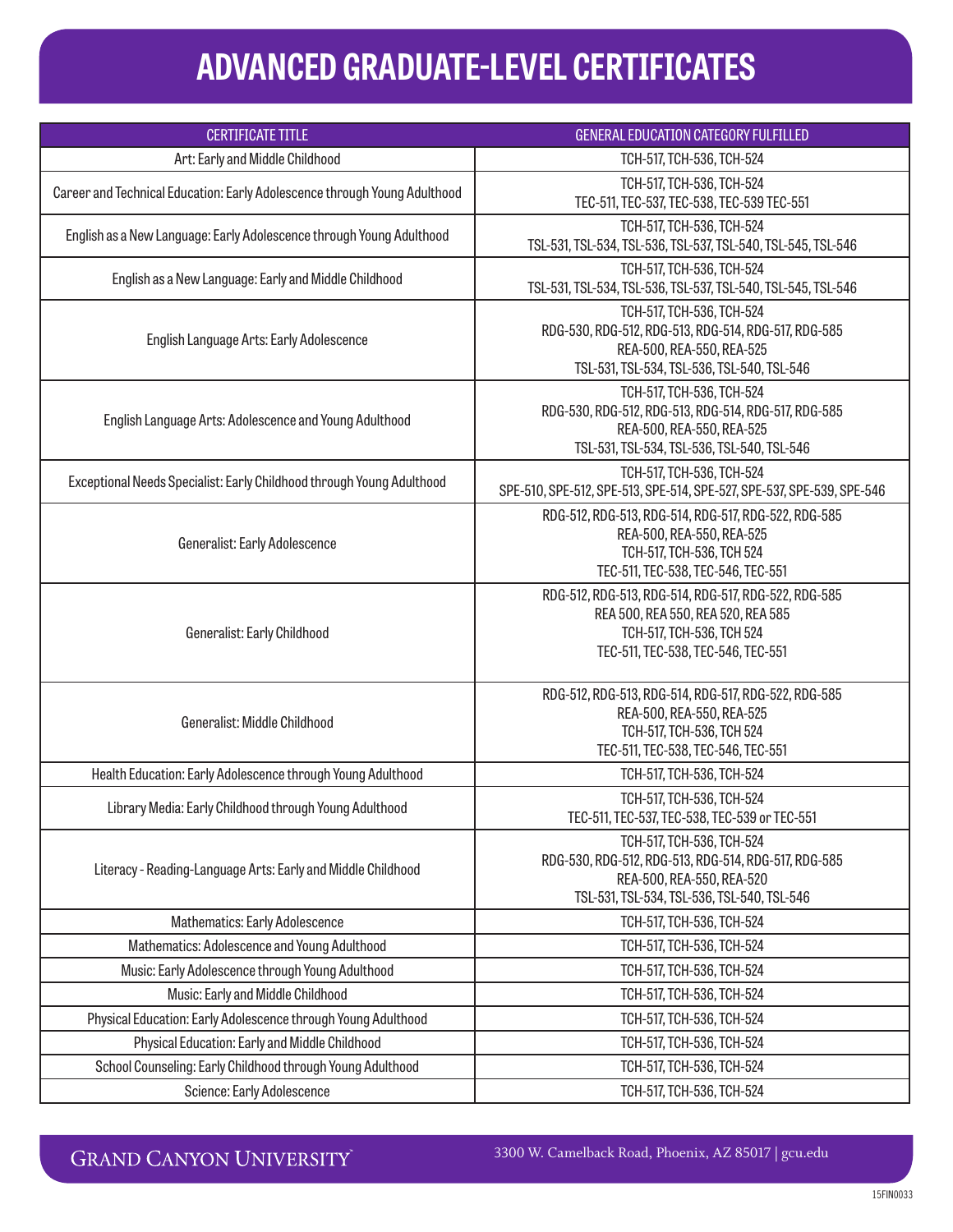# ADVANCED GRADUATE-LEVEL CERTIFICATES

| CERTIFICATE TITLE | GENERAL EDUCATION CATEGORY FULFILLED |
|---|---|
| Art: Early and Middle Childhood | TCH-517, TCH-536, TCH-524 |
| Career and Technical Education: Early Adolescence through Young Adulthood | TCH-517, TCH-536, TCH-524<br>TEC-511, TEC-537, TEC-538, TEC-539 TEC-551 |
| English as a New Language: Early Adolescence through Young Adulthood | TCH-517, TCH-536, TCH-524<br>TSL-531, TSL-534, TSL-536, TSL-537, TSL-540, TSL-545, TSL-546 |
| English as a New Language: Early and Middle Childhood | TCH-517, TCH-536, TCH-524<br>TSL-531, TSL-534, TSL-536, TSL-537, TSL-540, TSL-545, TSL-546 |
| English Language Arts: Early Adolescence | TCH-517, TCH-536, TCH-524<br>RDG-530, RDG-512, RDG-513, RDG-514, RDG-517, RDG-585<br>REA-500, REA-550, REA-525<br>TSL-531, TSL-534, TSL-536, TSL-540, TSL-546 |
| English Language Arts: Adolescence and Young Adulthood | TCH-517, TCH-536, TCH-524<br>RDG-530, RDG-512, RDG-513, RDG-514, RDG-517, RDG-585<br>REA-500, REA-550, REA-525<br>TSL-531, TSL-534, TSL-536, TSL-540, TSL-546 |
| Exceptional Needs Specialist: Early Childhood through Young Adulthood | TCH-517, TCH-536, TCH-524<br>SPE-510, SPE-512, SPE-513, SPE-514, SPE-527, SPE-537, SPE-539, SPE-546 |
| Generalist: Early Adolescence | RDG-512, RDG-513, RDG-514, RDG-517, RDG-522, RDG-585<br>REA-500, REA-550, REA-525<br>TCH-517, TCH-536, TCH 524<br>TEC-511, TEC-538, TEC-546, TEC-551 |
| Generalist: Early Childhood | RDG-512, RDG-513, RDG-514, RDG-517, RDG-522, RDG-585<br>REA 500, REA 550, REA 520, REA 585<br>TCH-517, TCH-536, TCH 524<br>TEC-511, TEC-538, TEC-546, TEC-551 |
| Generalist: Middle Childhood | RDG-512, RDG-513, RDG-514, RDG-517, RDG-522, RDG-585<br>REA-500, REA-550, REA-525<br>TCH-517, TCH-536, TCH 524<br>TEC-511, TEC-538, TEC-546, TEC-551 |
| Health Education: Early Adolescence through Young Adulthood | TCH-517, TCH-536, TCH-524 |
| Library Media: Early Childhood through Young Adulthood | TCH-517, TCH-536, TCH-524<br>TEC-511, TEC-537, TEC-538, TEC-539 or TEC-551 |
| Literacy - Reading-Language Arts: Early and Middle Childhood | TCH-517, TCH-536, TCH-524<br>RDG-530, RDG-512, RDG-513, RDG-514, RDG-517, RDG-585<br>REA-500, REA-550, REA-520<br>TSL-531, TSL-534, TSL-536, TSL-540, TSL-546 |
| Mathematics: Early Adolescence | TCH-517, TCH-536, TCH-524 |
| Mathematics: Adolescence and Young Adulthood | TCH-517, TCH-536, TCH-524 |
| Music: Early Adolescence through Young Adulthood | TCH-517, TCH-536, TCH-524 |
| Music: Early and Middle Childhood | TCH-517, TCH-536, TCH-524 |
| Physical Education: Early Adolescence through Young Adulthood | TCH-517, TCH-536, TCH-524 |
| Physical Education: Early and Middle Childhood | TCH-517, TCH-536, TCH-524 |
| School Counseling: Early Childhood through Young Adulthood | TCH-517, TCH-536, TCH-524 |
| Science: Early Adolescence | TCH-517, TCH-536, TCH-524 |

GRAND CANYON UNIVERSITY

3300 W. Camelback Road, Phoenix, AZ 85017 | gcu.edu

15FIN0033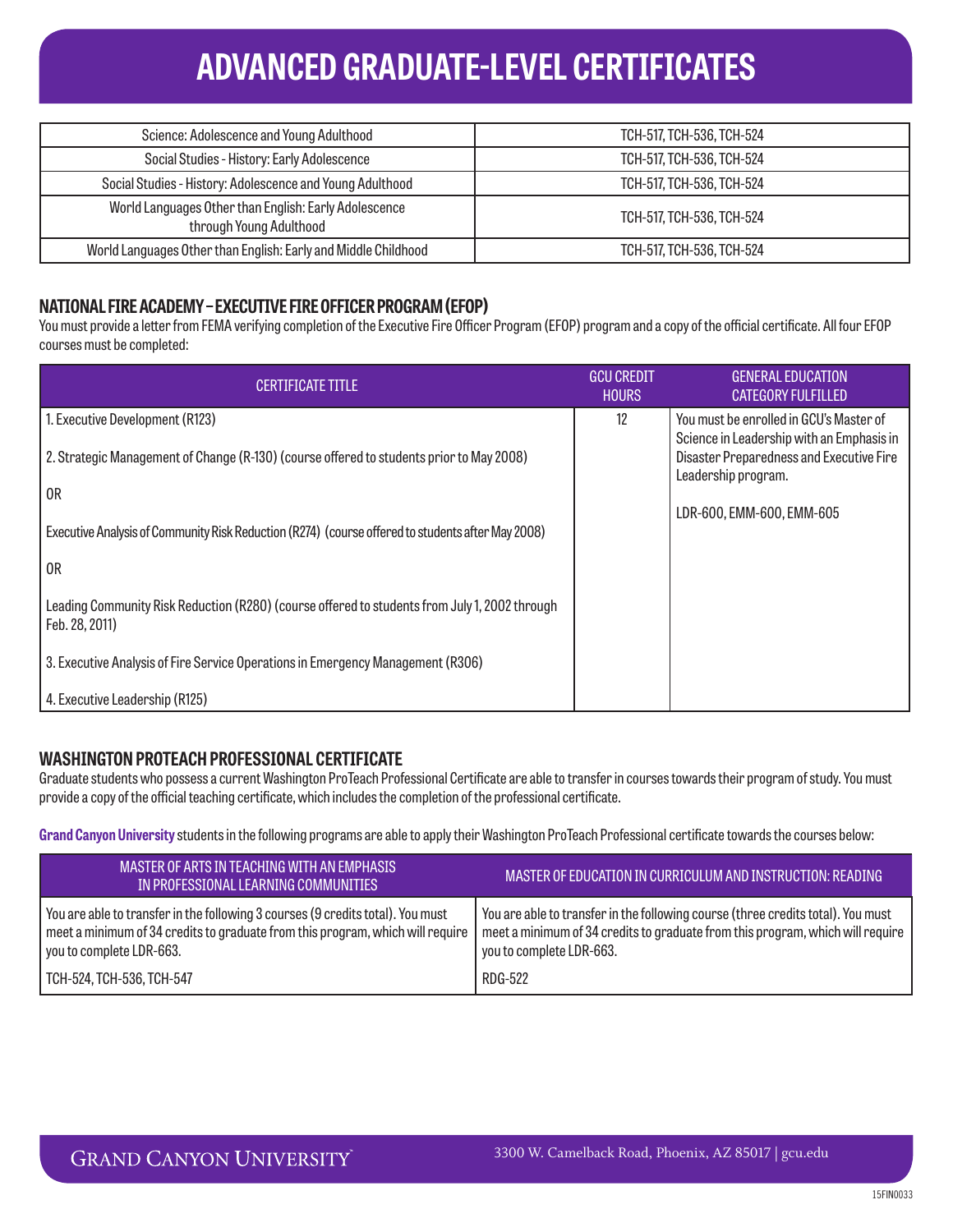# ADVANCED GRADUATE-LEVEL CERTIFICATES

| | |
|---|---|
| Science: Adolescence and Young Adulthood | TCH-517, TCH-536, TCH-524 |
| Social Studies - History: Early Adolescence | TCH-517, TCH-536, TCH-524 |
| Social Studies - History: Adolescence and Young Adulthood | TCH-517, TCH-536, TCH-524 |
| World Languages Other than English: Early Adolescence through Young Adulthood | TCH-517, TCH-536, TCH-524 |
| World Languages Other than English: Early and Middle Childhood | TCH-517, TCH-536, TCH-524 |

## NATIONAL FIRE ACADEMY – EXECUTIVE FIRE OFFICER PROGRAM (EFOP)

You must provide a letter from FEMA verifying completion of the Executive Fire Officer Program (EFOP) program and a copy of the official certificate. All four EFOP courses must be completed:

| CERTIFICATE TITLE | GCU CREDIT HOURS | GENERAL EDUCATION CATEGORY FULFILLED |
|---|---|---|
| 1. Executive Development (R123)<br><br>2. Strategic Management of Change (R-130) (course offered to students prior to May 2008)<br><br>OR<br><br>Executive Analysis of Community Risk Reduction (R274) (course offered to students after May 2008)<br><br>OR<br><br>Leading Community Risk Reduction (R280) (course offered to students from July 1, 2002 through Feb. 28, 2011)<br><br>3. Executive Analysis of Fire Service Operations in Emergency Management (R306)<br><br>4. Executive Leadership (R125) | 12 | You must be enrolled in GCU's Master of Science in Leadership with an Emphasis in Disaster Preparedness and Executive Fire Leadership program.<br><br>LDR-600, EMM-600, EMM-605 |

## WASHINGTON PROTEACH PROFESSIONAL CERTIFICATE

Graduate students who possess a current Washington ProTeach Professional Certificate are able to transfer in courses towards their program of study. You must provide a copy of the official teaching certificate, which includes the completion of the professional certificate.

**Grand Canyon University** students in the following programs are able to apply their Washington ProTeach Professional certificate towards the courses below:

| MASTER OF ARTS IN TEACHING WITH AN EMPHASIS IN PROFESSIONAL LEARNING COMMUNITIES | MASTER OF EDUCATION IN CURRICULUM AND INSTRUCTION: READING |
|---|---|
| You are able to transfer in the following 3 courses (9 credits total). You must meet a minimum of 34 credits to graduate from this program, which will require you to complete LDR-663. | You are able to transfer in the following course (three credits total). You must meet a minimum of 34 credits to graduate from this program, which will require you to complete LDR-663. |
| TCH-524, TCH-536, TCH-547 | RDG-522 |

GRAND CANYON UNIVERSITY 3300 W. Camelback Road, Phoenix, AZ 85017 | gcu.edu

15FIN0033